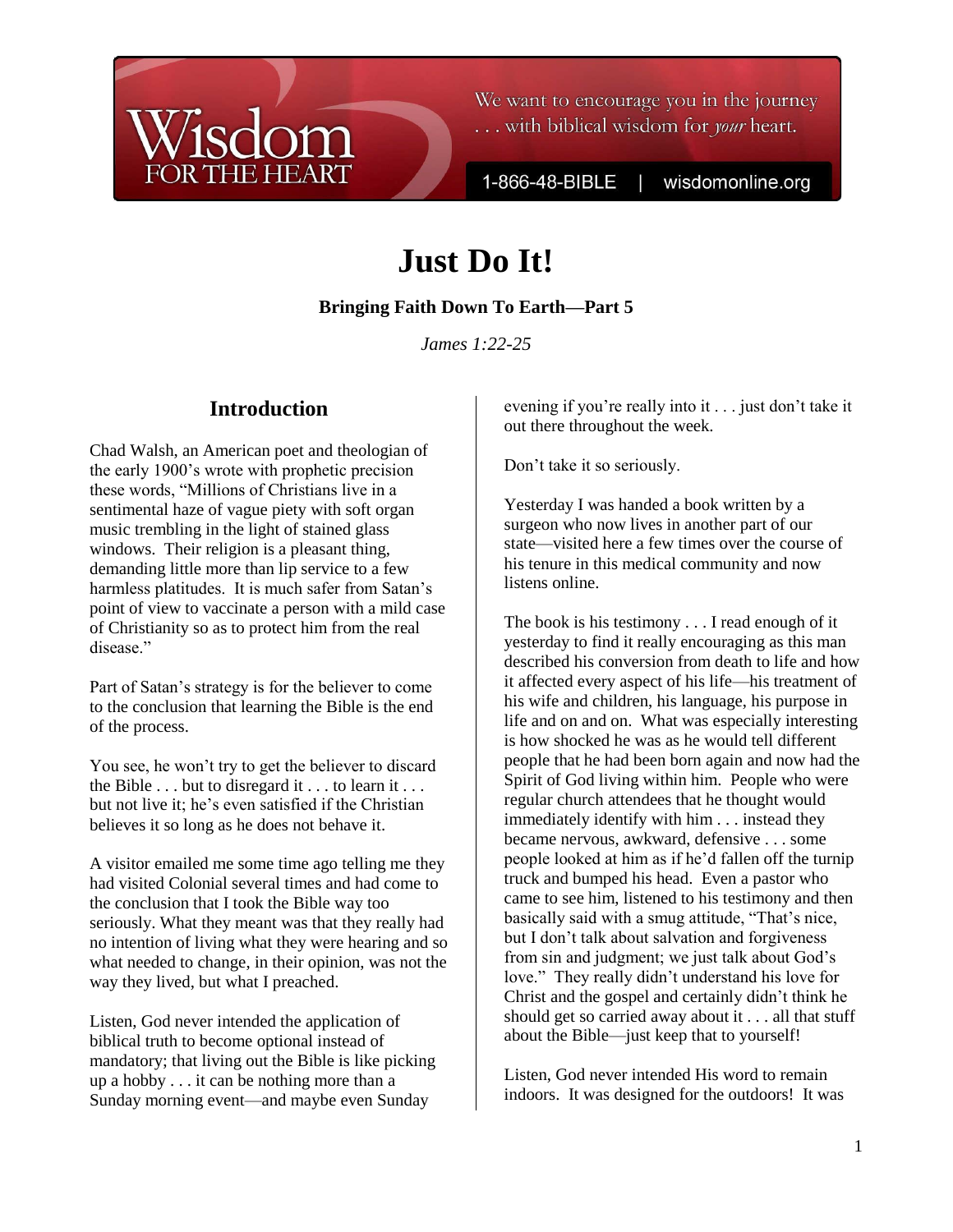Wisdom FOR THE HEART

We want to encourage you in the journey . . . with biblical wisdom for *your* heart.

1-866-48-BIBLE | wisdomonline.org

# Just Do It!

**Bringing Faith Down To Earth—Part 5**

*James 1:22-25*

## Introduction

Chad Walsh, an American poet and theologian of the early 1900's wrote with prophetic precision these words, "Millions of Christians live in a sentimental haze of vague piety with soft organ music trembling in the light of stained glass windows. Their religion is a pleasant thing, demanding little more than lip service to a few harmless platitudes. It is much safer from Satan's point of view to vaccinate a person with a mild case of Christianity so as to protect him from the real disease."

Part of Satan's strategy is for the believer to come to the conclusion that learning the Bible is the end of the process.

You see, he won't try to get the believer to discard the Bible . . . but to disregard it . . . to learn it . . . but not live it; he's even satisfied if the Christian believes it so long as he does not behave it.

A visitor emailed me some time ago telling me they had visited Colonial several times and had come to the conclusion that I took the Bible way too seriously. What they meant was that they really had no intention of living what they were hearing and so what needed to change, in their opinion, was not the way they lived, but what I preached.

Listen, God never intended the application of biblical truth to become optional instead of mandatory; that living out the Bible is like picking up a hobby . . . it can be nothing more than a Sunday morning event—and maybe even Sunday evening if you're really into it . . . just don't take it out there throughout the week.

Don't take it so seriously.

Yesterday I was handed a book written by a surgeon who now lives in another part of our state—visited here a few times over the course of his tenure in this medical community and now listens online.

The book is his testimony . . . I read enough of it yesterday to find it really encouraging as this man described his conversion from death to life and how it affected every aspect of his life—his treatment of his wife and children, his language, his purpose in life and on and on. What was especially interesting is how shocked he was as he would tell different people that he had been born again and now had the Spirit of God living within him. People who were regular church attendees that he thought would immediately identify with him . . . instead they became nervous, awkward, defensive . . . some people looked at him as if he'd fallen off the turnip truck and bumped his head. Even a pastor who came to see him, listened to his testimony and then basically said with a smug attitude, "That's nice, but I don't talk about salvation and forgiveness from sin and judgment; we just talk about God's love." They really didn't understand his love for Christ and the gospel and certainly didn't think he should get so carried away about it . . . all that stuff about the Bible—just keep that to yourself!

Listen, God never intended His word to remain indoors. It was designed for the outdoors! It was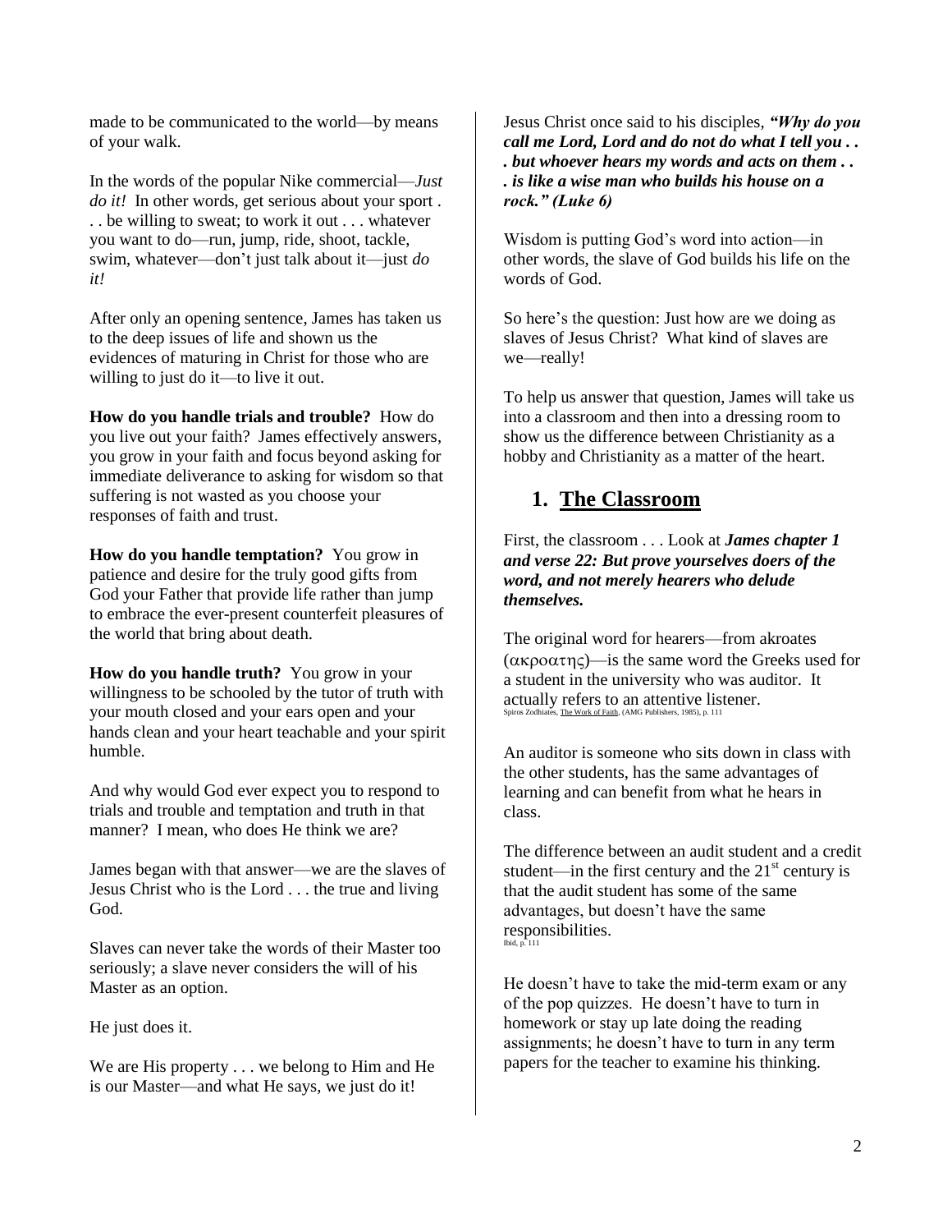made to be communicated to the world—by means of your walk.

In the words of the popular Nike commercial—*Just do it!* In other words, get serious about your sport . . . be willing to sweat; to work it out . . . whatever you want to do—run, jump, ride, shoot, tackle, swim, whatever—don't just talk about it—just *do it!*

After only an opening sentence, James has taken us to the deep issues of life and shown us the evidences of maturing in Christ for those who are willing to just do it—to live it out.

**How do you handle trials and trouble?** How do you live out your faith? James effectively answers, you grow in your faith and focus beyond asking for immediate deliverance to asking for wisdom so that suffering is not wasted as you choose your responses of faith and trust.

**How do you handle temptation?** You grow in patience and desire for the truly good gifts from God your Father that provide life rather than jump to embrace the ever-present counterfeit pleasures of the world that bring about death.

**How do you handle truth?** You grow in your willingness to be schooled by the tutor of truth with your mouth closed and your ears open and your hands clean and your heart teachable and your spirit humble.

And why would God ever expect you to respond to trials and trouble and temptation and truth in that manner? I mean, who does He think we are?

James began with that answer—we are the slaves of Jesus Christ who is the Lord . . . the true and living God.

Slaves can never take the words of their Master too seriously; a slave never considers the will of his Master as an option.

He just does it.

We are His property . . . we belong to Him and He is our Master—and what He says, we just do it!

Jesus Christ once said to his disciples, ***"Why do you call me Lord, Lord and do not do what I tell you . . . but whoever hears my words and acts on them . . . is like a wise man who builds his house on a rock." (Luke 6)***

Wisdom is putting God's word into action—in other words, the slave of God builds his life on the words of God.

So here's the question: Just how are we doing as slaves of Jesus Christ? What kind of slaves are we—really!

To help us answer that question, James will take us into a classroom and then into a dressing room to show us the difference between Christianity as a hobby and Christianity as a matter of the heart.

## 1. The Classroom

First, the classroom . . . Look at ***James chapter 1 and verse 22: But prove yourselves doers of the word, and not merely hearers who delude themselves.***

The original word for hearers—from akroates (ακροατης)—is the same word the Greeks used for a student in the university who was auditor. It actually refers to an attentive listener. Spiros Zodhiates, The Work of Faith, (AMG Publishers, 1985), p. 111

An auditor is someone who sits down in class with the other students, has the same advantages of learning and can benefit from what he hears in class.

The difference between an audit student and a credit student—in the first century and the 21st century is that the audit student has some of the same advantages, but doesn't have the same responsibilities. Ibid, p. 111

He doesn't have to take the mid-term exam or any of the pop quizzes. He doesn't have to turn in homework or stay up late doing the reading assignments; he doesn't have to turn in any term papers for the teacher to examine his thinking.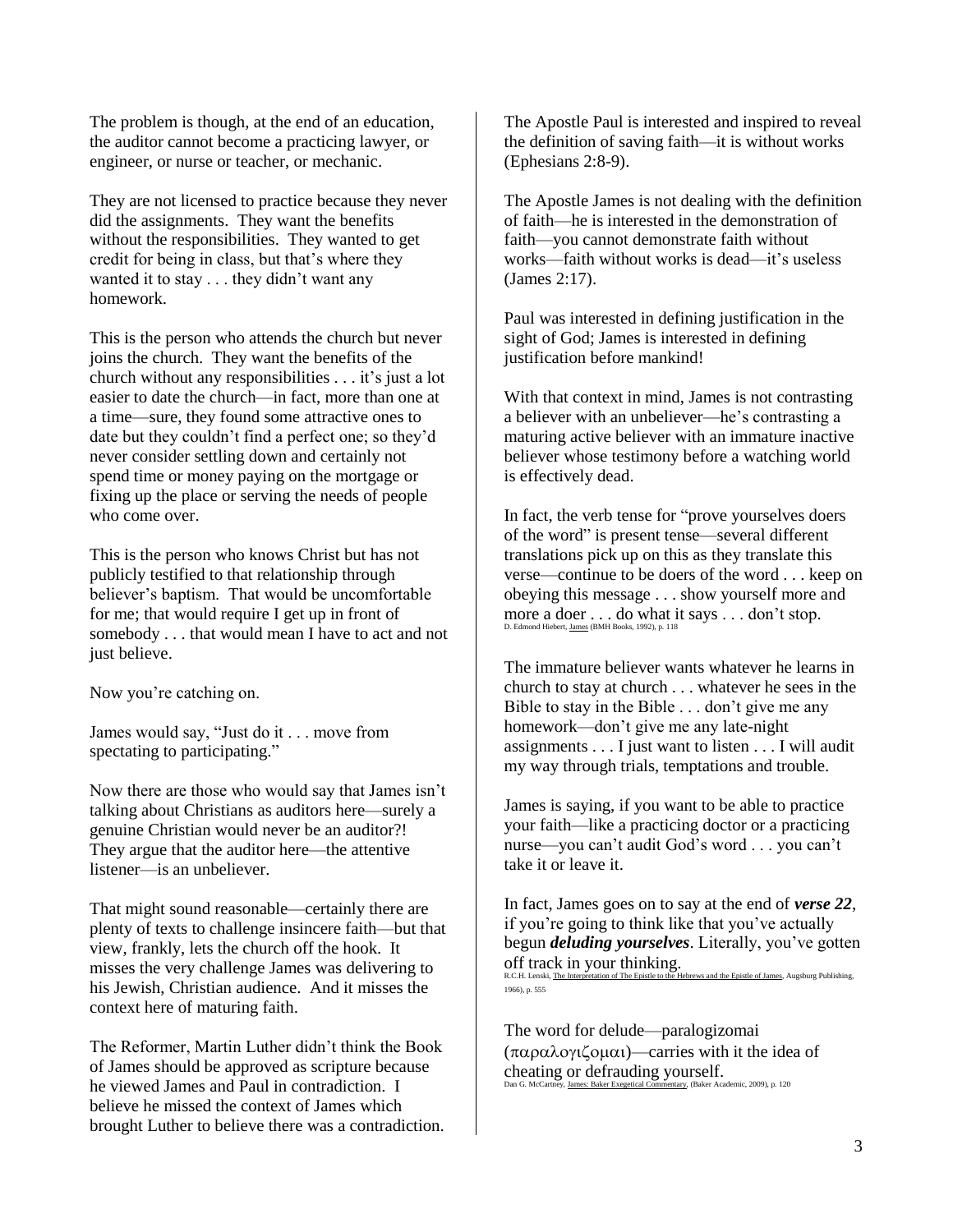The problem is though, at the end of an education, the auditor cannot become a practicing lawyer, or engineer, or nurse or teacher, or mechanic.

They are not licensed to practice because they never did the assignments. They want the benefits without the responsibilities. They wanted to get credit for being in class, but that's where they wanted it to stay . . . they didn't want any homework.

This is the person who attends the church but never joins the church. They want the benefits of the church without any responsibilities . . . it's just a lot easier to date the church—in fact, more than one at a time—sure, they found some attractive ones to date but they couldn't find a perfect one; so they'd never consider settling down and certainly not spend time or money paying on the mortgage or fixing up the place or serving the needs of people who come over.

This is the person who knows Christ but has not publicly testified to that relationship through believer's baptism. That would be uncomfortable for me; that would require I get up in front of somebody . . . that would mean I have to act and not just believe.

Now you're catching on.

James would say, "Just do it . . . move from spectating to participating."

Now there are those who would say that James isn't talking about Christians as auditors here—surely a genuine Christian would never be an auditor?! They argue that the auditor here—the attentive listener—is an unbeliever.

That might sound reasonable—certainly there are plenty of texts to challenge insincere faith—but that view, frankly, lets the church off the hook. It misses the very challenge James was delivering to his Jewish, Christian audience. And it misses the context here of maturing faith.

The Reformer, Martin Luther didn't think the Book of James should be approved as scripture because he viewed James and Paul in contradiction. I believe he missed the context of James which brought Luther to believe there was a contradiction.

The Apostle Paul is interested and inspired to reveal the definition of saving faith—it is without works (Ephesians 2:8-9).

The Apostle James is not dealing with the definition of faith—he is interested in the demonstration of faith—you cannot demonstrate faith without works—faith without works is dead—it's useless (James 2:17).

Paul was interested in defining justification in the sight of God; James is interested in defining justification before mankind!

With that context in mind, James is not contrasting a believer with an unbeliever—he's contrasting a maturing active believer with an immature inactive believer whose testimony before a watching world is effectively dead.

In fact, the verb tense for "prove yourselves doers of the word" is present tense—several different translations pick up on this as they translate this verse—continue to be doers of the word . . . keep on obeying this message . . . show yourself more and more a doer . . . do what it says . . . don't stop.
D. Edmond Hiebert, James (BMH Books, 1992), p. 118

The immature believer wants whatever he learns in church to stay at church . . . whatever he sees in the Bible to stay in the Bible . . . don't give me any homework—don't give me any late-night assignments . . . I just want to listen . . . I will audit my way through trials, temptations and trouble.

James is saying, if you want to be able to practice your faith—like a practicing doctor or a practicing nurse—you can't audit God's word . . . you can't take it or leave it.

In fact, James goes on to say at the end of ***verse 22***, if you're going to think like that you've actually begun ***deluding yourselves***. Literally, you've gotten off track in your thinking.
R.C.H. Lenski, The Interpretation of The Epistle to the Hebrews and the Epistle of James, Augsburg Publishing, 1966), p. 555

The word for delude—paralogizomai (παραλογιζομαι)—carries with it the idea of cheating or defrauding yourself.
Dan G. McCartney, James: Baker Exegetical Commentary, (Baker Academic, 2009), p. 120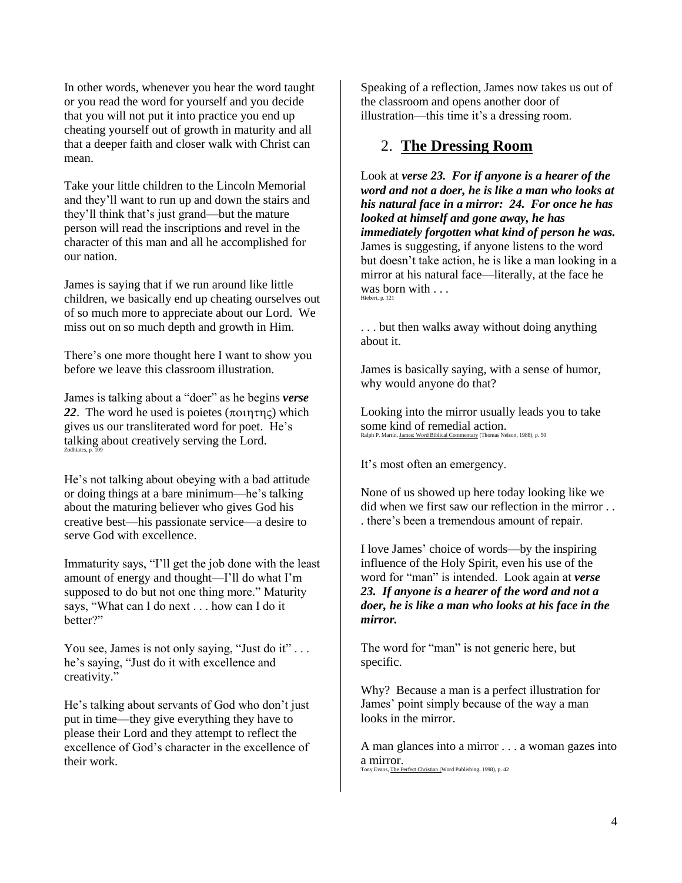In other words, whenever you hear the word taught or you read the word for yourself and you decide that you will not put it into practice you end up cheating yourself out of growth in maturity and all that a deeper faith and closer walk with Christ can mean.

Take your little children to the Lincoln Memorial and they'll want to run up and down the stairs and they'll think that's just grand—but the mature person will read the inscriptions and revel in the character of this man and all he accomplished for our nation.

James is saying that if we run around like little children, we basically end up cheating ourselves out of so much more to appreciate about our Lord. We miss out on so much depth and growth in Him.

There's one more thought here I want to show you before we leave this classroom illustration.

James is talking about a "doer" as he begins ***verse 22***. The word he used is poietes (ποιητης) which gives us our transliterated word for poet. He's talking about creatively serving the Lord.
Zodhiates, p. 109

He's not talking about obeying with a bad attitude or doing things at a bare minimum—he's talking about the maturing believer who gives God his creative best—his passionate service—a desire to serve God with excellence.

Immaturity says, "I'll get the job done with the least amount of energy and thought—I'll do what I'm supposed to do but not one thing more." Maturity says, "What can I do next . . . how can I do it better?"

You see, James is not only saying, "Just do it" . . . he's saying, "Just do it with excellence and creativity."

He's talking about servants of God who don't just put in time—they give everything they have to please their Lord and they attempt to reflect the excellence of God's character in the excellence of their work.

Speaking of a reflection, James now takes us out of the classroom and opens another door of illustration—this time it's a dressing room.

## 2. **The Dressing Room**

Look at ***verse 23. For if anyone is a hearer of the word and not a doer, he is like a man who looks at his natural face in a mirror: 24. For once he has looked at himself and gone away, he has immediately forgotten what kind of person he was.*** James is suggesting, if anyone listens to the word but doesn't take action, he is like a man looking in a mirror at his natural face—literally, at the face he was born with . . .
Hiebert, p. 121

. . . but then walks away without doing anything about it.

James is basically saying, with a sense of humor, why would anyone do that?

Looking into the mirror usually leads you to take some kind of remedial action.
Ralph P. Martin, James: Word Biblical Commentary (Thomas Nelson, 1988), p. 50

It's most often an emergency.

None of us showed up here today looking like we did when we first saw our reflection in the mirror . . . there's been a tremendous amount of repair.

I love James' choice of words—by the inspiring influence of the Holy Spirit, even his use of the word for "man" is intended. Look again at ***verse 23. If anyone is a hearer of the word and not a doer, he is like a man who looks at his face in the mirror.***

The word for "man" is not generic here, but specific.

Why? Because a man is a perfect illustration for James' point simply because of the way a man looks in the mirror.

A man glances into a mirror . . . a woman gazes into a mirror.
Tony Evans, The Perfect Christian (Word Publishing, 1998), p. 42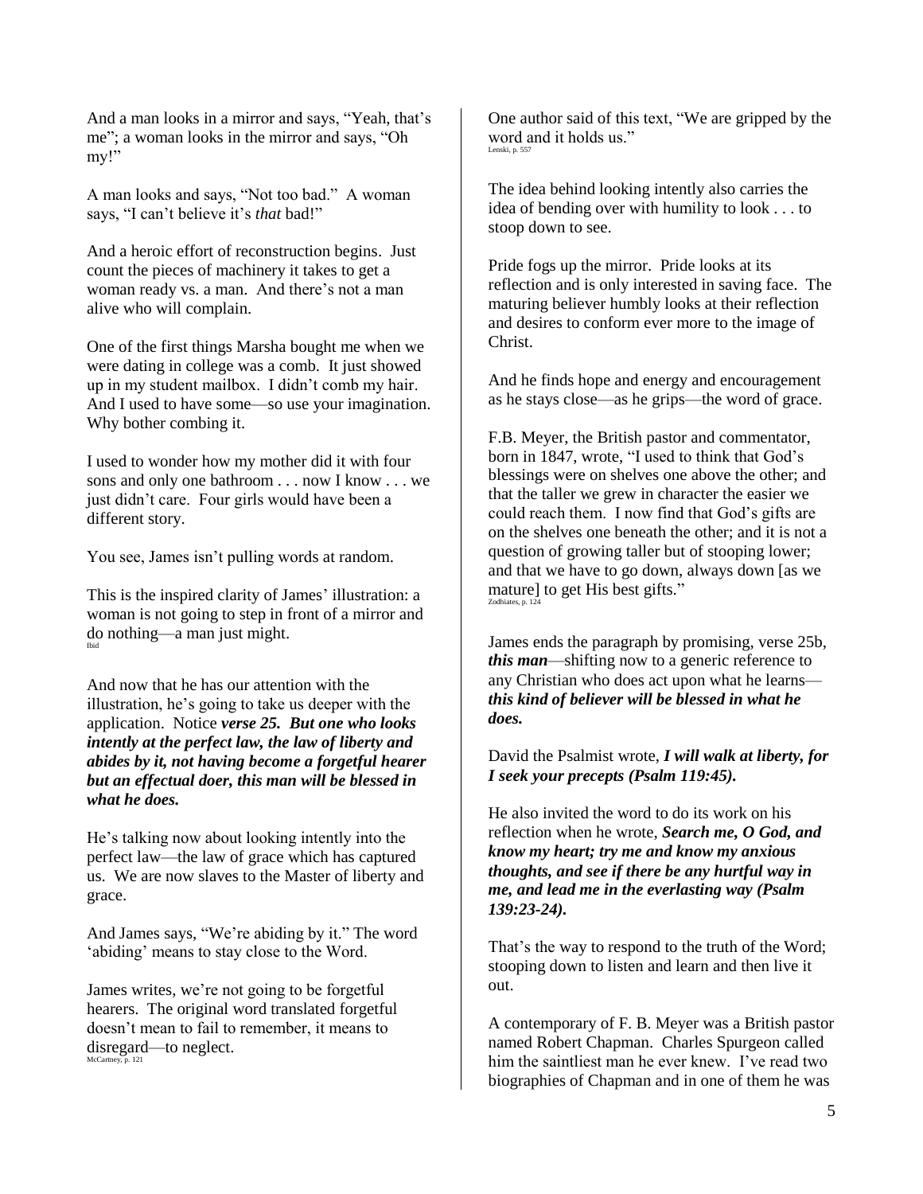And a man looks in a mirror and says, "Yeah, that's me"; a woman looks in the mirror and says, "Oh my!"

A man looks and says, "Not too bad." A woman says, "I can't believe it's *that* bad!"

And a heroic effort of reconstruction begins. Just count the pieces of machinery it takes to get a woman ready vs. a man. And there's not a man alive who will complain.

One of the first things Marsha bought me when we were dating in college was a comb. It just showed up in my student mailbox. I didn't comb my hair. And I used to have some—so use your imagination. Why bother combing it.

I used to wonder how my mother did it with four sons and only one bathroom . . . now I know . . . we just didn't care. Four girls would have been a different story.

You see, James isn't pulling words at random.

This is the inspired clarity of James' illustration: a woman is not going to step in front of a mirror and do nothing—a man just might. Ibid

And now that he has our attention with the illustration, he's going to take us deeper with the application. Notice ***verse 25. But one who looks intently at the perfect law, the law of liberty and abides by it, not having become a forgetful hearer but an effectual doer, this man will be blessed in what he does.***

He's talking now about looking intently into the perfect law—the law of grace which has captured us. We are now slaves to the Master of liberty and grace.

And James says, "We're abiding by it." The word 'abiding' means to stay close to the Word.

James writes, we're not going to be forgetful hearers. The original word translated forgetful doesn't mean to fail to remember, it means to disregard—to neglect. McCartney, p. 121

One author said of this text, "We are gripped by the word and it holds us." Lenski, p. 557

The idea behind looking intently also carries the idea of bending over with humility to look . . . to stoop down to see.

Pride fogs up the mirror. Pride looks at its reflection and is only interested in saving face. The maturing believer humbly looks at their reflection and desires to conform ever more to the image of Christ.

And he finds hope and energy and encouragement as he stays close—as he grips—the word of grace.

F.B. Meyer, the British pastor and commentator, born in 1847, wrote, "I used to think that God's blessings were on shelves one above the other; and that the taller we grew in character the easier we could reach them. I now find that God's gifts are on the shelves one beneath the other; and it is not a question of growing taller but of stooping lower; and that we have to go down, always down [as we mature] to get His best gifts." Zodhiates, p. 124

James ends the paragraph by promising, verse 25b, ***this man***—shifting now to a generic reference to any Christian who does act upon what he learns—***this kind of believer will be blessed in what he does.***

David the Psalmist wrote, ***I will walk at liberty, for I seek your precepts (Psalm 119:45).***

He also invited the word to do its work on his reflection when he wrote, ***Search me, O God, and know my heart; try me and know my anxious thoughts, and see if there be any hurtful way in me, and lead me in the everlasting way (Psalm 139:23-24).***

That's the way to respond to the truth of the Word; stooping down to listen and learn and then live it out.

A contemporary of F. B. Meyer was a British pastor named Robert Chapman. Charles Spurgeon called him the saintliest man he ever knew. I've read two biographies of Chapman and in one of them he was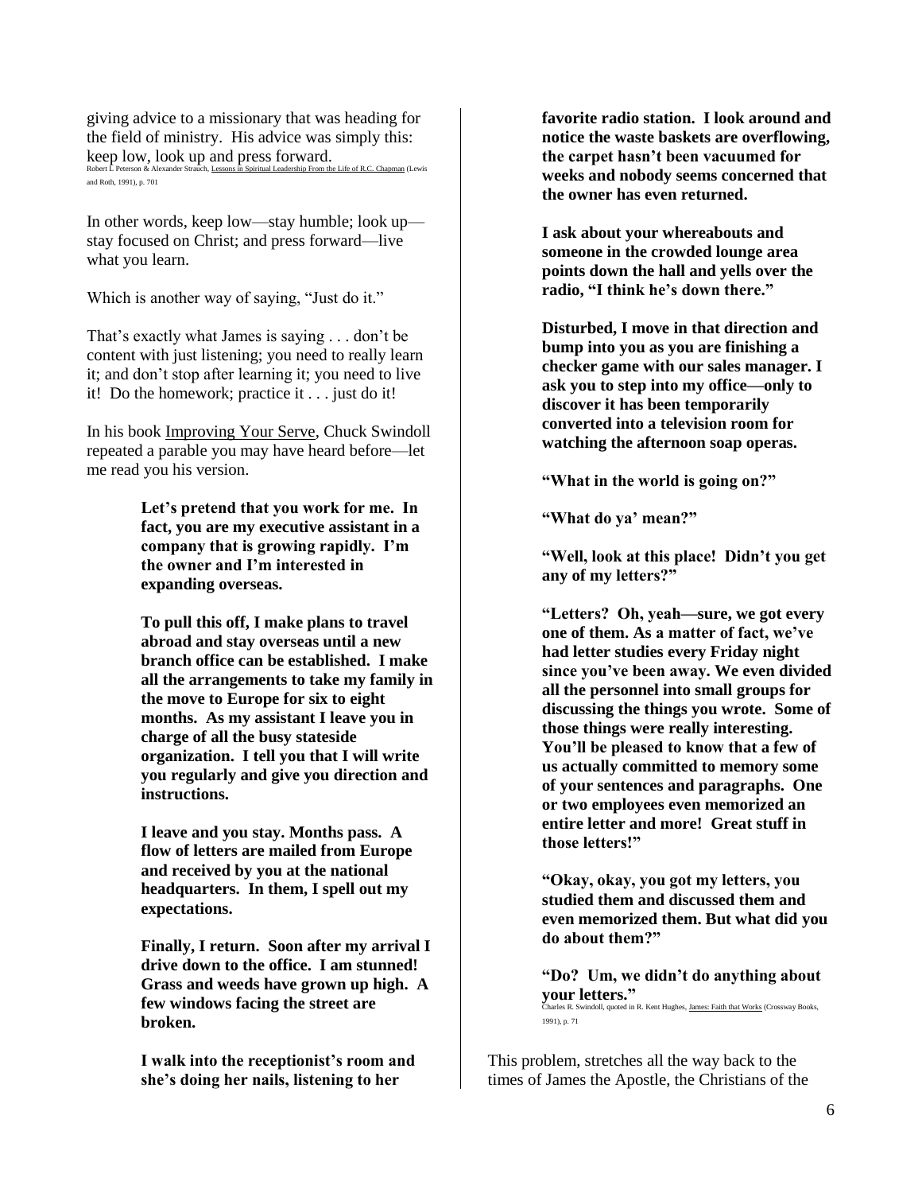giving advice to a missionary that was heading for the field of ministry. His advice was simply this: keep low, look up and press forward.
Robert L Peterson & Alexander Strauch, Lessons in Spiritual Leadership From the Life of R.C. Chapman (Lewis and Roth, 1991), p. 701

In other words, keep low—stay humble; look up—stay focused on Christ; and press forward—live what you learn.

Which is another way of saying, "Just do it."

That's exactly what James is saying . . . don't be content with just listening; you need to really learn it; and don't stop after learning it; you need to live it! Do the homework; practice it . . . just do it!

In his book Improving Your Serve, Chuck Swindoll repeated a parable you may have heard before—let me read you his version.

> **Let's pretend that you work for me. In fact, you are my executive assistant in a company that is growing rapidly. I'm the owner and I'm interested in expanding overseas.**
>
> **To pull this off, I make plans to travel abroad and stay overseas until a new branch office can be established. I make all the arrangements to take my family in the move to Europe for six to eight months. As my assistant I leave you in charge of all the busy stateside organization. I tell you that I will write you regularly and give you direction and instructions.**
>
> **I leave and you stay. Months pass. A flow of letters are mailed from Europe and received by you at the national headquarters. In them, I spell out my expectations.**
>
> **Finally, I return. Soon after my arrival I drive down to the office. I am stunned! Grass and weeds have grown up high. A few windows facing the street are broken.**
>
> **I walk into the receptionist's room and she's doing her nails, listening to her favorite radio station. I look around and notice the waste baskets are overflowing, the carpet hasn't been vacuumed for weeks and nobody seems concerned that the owner has even returned.**
>
> **I ask about your whereabouts and someone in the crowded lounge area points down the hall and yells over the radio, "I think he's down there."**
>
> **Disturbed, I move in that direction and bump into you as you are finishing a checker game with our sales manager. I ask you to step into my office—only to discover it has been temporarily converted into a television room for watching the afternoon soap operas.**
>
> **"What in the world is going on?"**
>
> **"What do ya' mean?"**
>
> **"Well, look at this place! Didn't you get any of my letters?"**
>
> **"Letters? Oh, yeah—sure, we got every one of them. As a matter of fact, we've had letter studies every Friday night since you've been away. We even divided all the personnel into small groups for discussing the things you wrote. Some of those things were really interesting. You'll be pleased to know that a few of us actually committed to memory some of your sentences and paragraphs. One or two employees even memorized an entire letter and more! Great stuff in those letters!"**
>
> **"Okay, okay, you got my letters, you studied them and discussed them and even memorized them. But what did you do about them?"**
>
> **"Do? Um, we didn't do anything about your letters."**

Charles R. Swindoll, quoted in R. Kent Hughes, James: Faith that Works (Crossway Books, 1991), p. 71

This problem, stretches all the way back to the times of James the Apostle, the Christians of the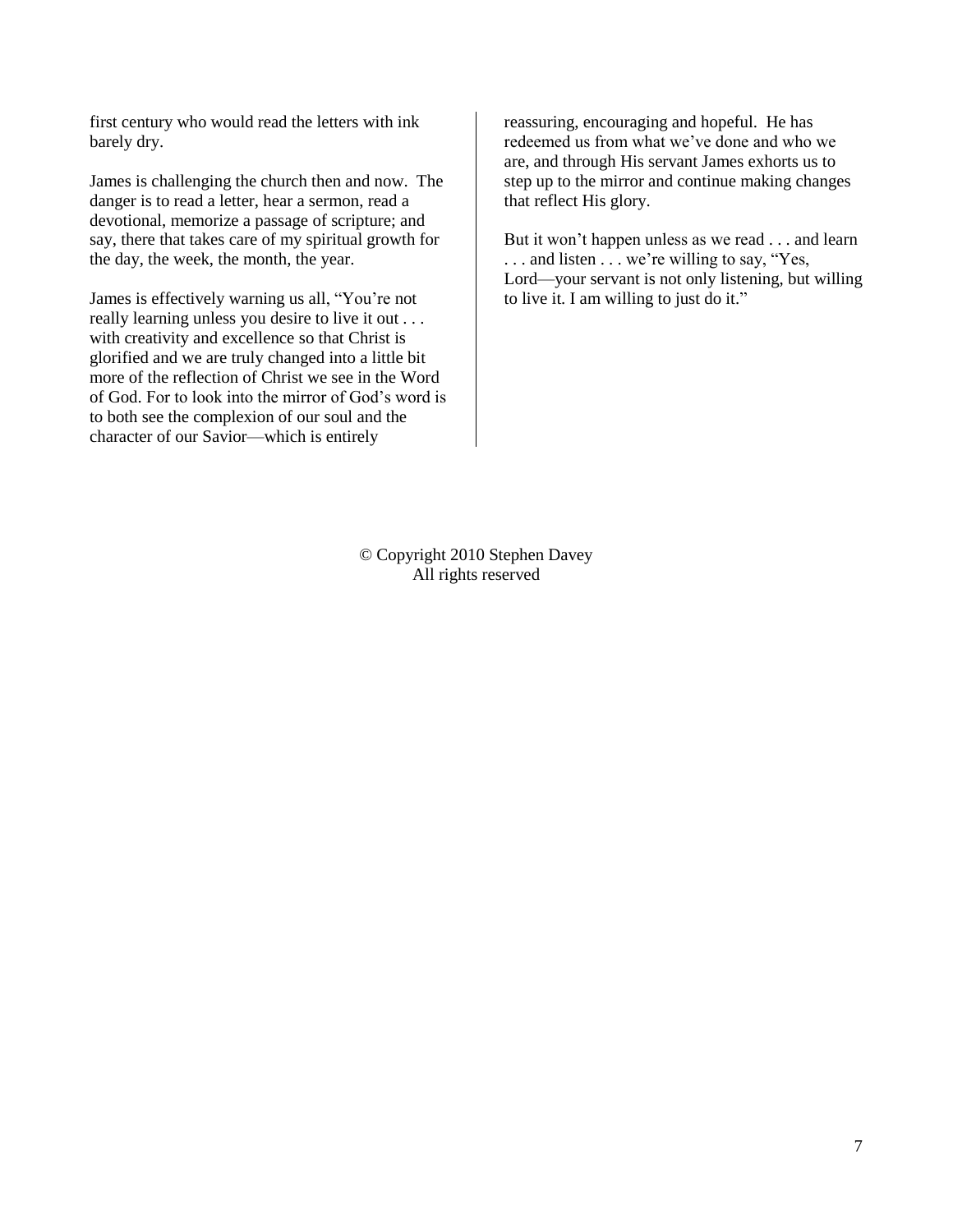first century who would read the letters with ink barely dry.

James is challenging the church then and now. The danger is to read a letter, hear a sermon, read a devotional, memorize a passage of scripture; and say, there that takes care of my spiritual growth for the day, the week, the month, the year.

James is effectively warning us all, "You're not really learning unless you desire to live it out . . . with creativity and excellence so that Christ is glorified and we are truly changed into a little bit more of the reflection of Christ we see in the Word of God. For to look into the mirror of God's word is to both see the complexion of our soul and the character of our Savior—which is entirely reassuring, encouraging and hopeful. He has redeemed us from what we've done and who we are, and through His servant James exhorts us to step up to the mirror and continue making changes that reflect His glory.

But it won't happen unless as we read . . . and learn . . . and listen . . . we're willing to say, "Yes, Lord—your servant is not only listening, but willing to live it. I am willing to just do it."

© Copyright 2010 Stephen Davey
All rights reserved